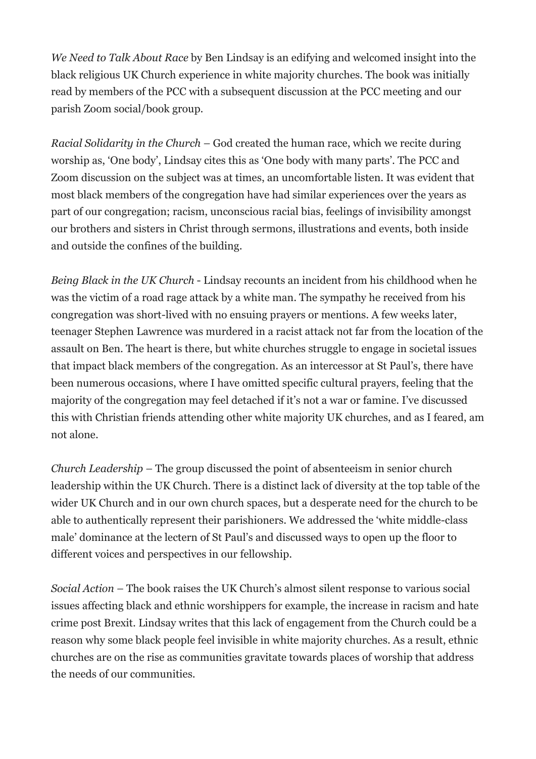*We Need to Talk About Race* by Ben Lindsay is an edifying and welcomed insight into the black religious UK Church experience in white majority churches. The book was initially read by members of the PCC with a subsequent discussion at the PCC meeting and our parish Zoom social/book group.

*Racial Solidarity in the Church* – God created the human race, which we recite during worship as, 'One body', Lindsay cites this as 'One body with many parts'. The PCC and Zoom discussion on the subject was at times, an uncomfortable listen. It was evident that most black members of the congregation have had similar experiences over the years as part of our congregation; racism, unconscious racial bias, feelings of invisibility amongst our brothers and sisters in Christ through sermons, illustrations and events, both inside and outside the confines of the building.

*Being Black in the UK Church* - Lindsay recounts an incident from his childhood when he was the victim of a road rage attack by a white man. The sympathy he received from his congregation was short-lived with no ensuing prayers or mentions. A few weeks later, teenager Stephen Lawrence was murdered in a racist attack not far from the location of the assault on Ben. The heart is there, but white churches struggle to engage in societal issues that impact black members of the congregation. As an intercessor at St Paul's, there have been numerous occasions, where I have omitted specific cultural prayers, feeling that the majority of the congregation may feel detached if it's not a war or famine. I've discussed this with Christian friends attending other white majority UK churches, and as I feared, am not alone.

*Church Leadership* – The group discussed the point of absenteeism in senior church leadership within the UK Church. There is a distinct lack of diversity at the top table of the wider UK Church and in our own church spaces, but a desperate need for the church to be able to authentically represent their parishioners. We addressed the 'white middle-class male' dominance at the lectern of St Paul's and discussed ways to open up the floor to different voices and perspectives in our fellowship.

*Social Action* – The book raises the UK Church's almost silent response to various social issues affecting black and ethnic worshippers for example, the increase in racism and hate crime post Brexit. Lindsay writes that this lack of engagement from the Church could be a reason why some black people feel invisible in white majority churches. As a result, ethnic churches are on the rise as communities gravitate towards places of worship that address the needs of our communities.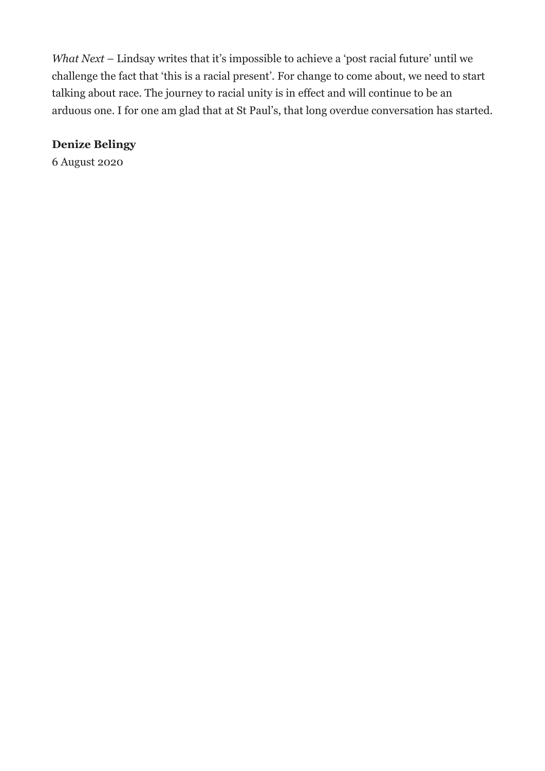*What Next* – Lindsay writes that it's impossible to achieve a 'post racial future' until we challenge the fact that 'this is a racial present'. For change to come about, we need to start talking about race. The journey to racial unity is in effect and will continue to be an arduous one. I for one am glad that at St Paul's, that long overdue conversation has started.

**Denize Belingy**

6 August 2020